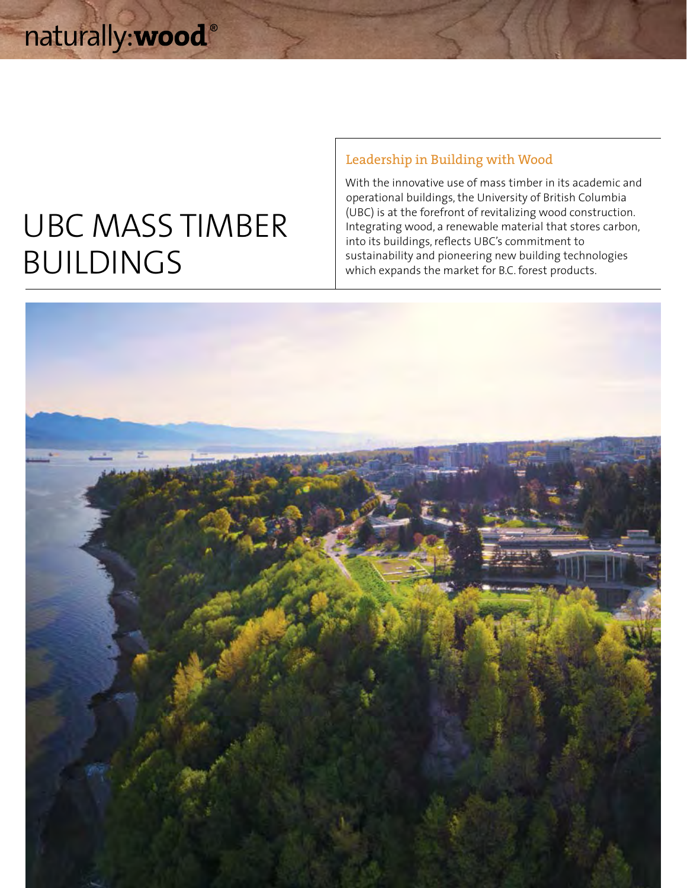naturally:**wood**®

# UBC MASS TIMBER BUILDINGS

## Leadership in Building with Wood

With the innovative use of mass timber in its academic and operational buildings, the University of British Columbia (UBC) is at the forefront of revitalizing wood construction. Integrating wood, a renewable material that stores carbon, into its buildings, reflects UBC's commitment to sustainability and pioneering new building technologies which expands the market for B.C. forest products.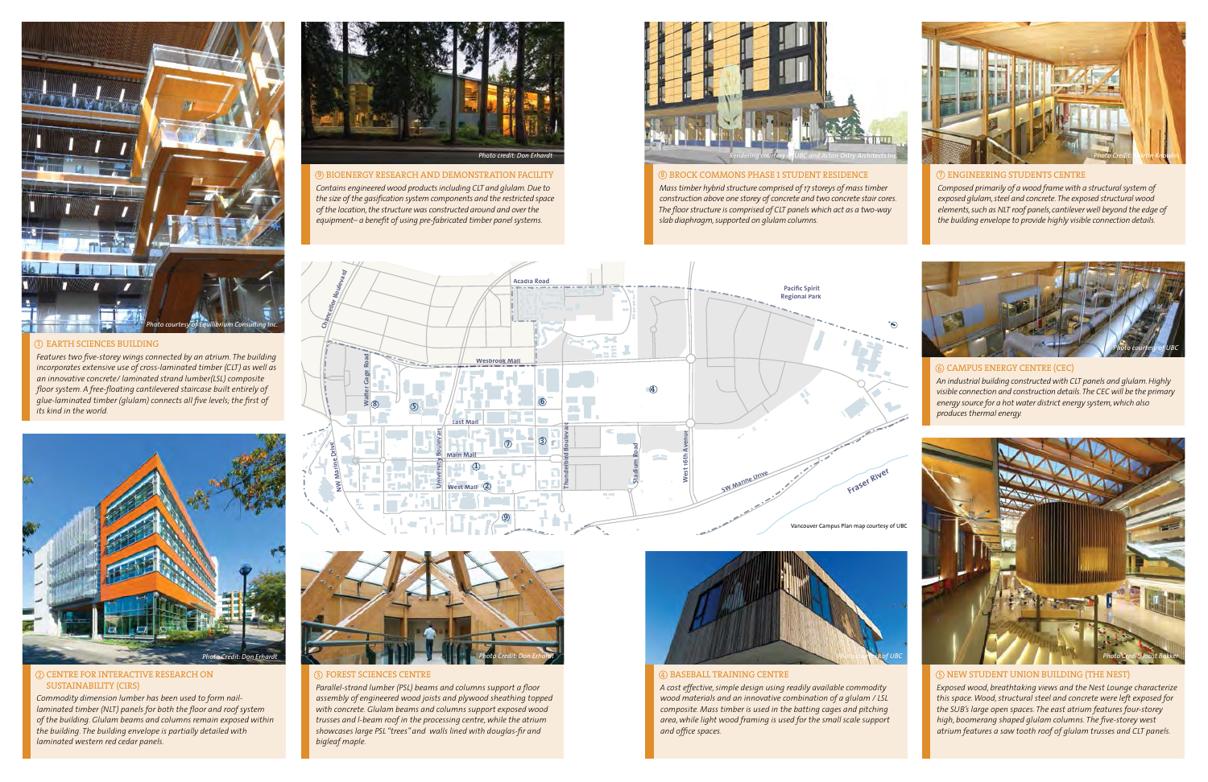## ① EARTH SCIENCES BUILDING

*Features two five-storey wings connected by an atrium. The building incorporates extensive use of cross-laminated timber (CLT) as well as an innovative concrete/ laminated strand lumber(LSL) composite floor system. A free-floating cantilevered staircase built entirely of glue-laminated timber (glulam) connects all five levels; the first of its kind in the world.*

Photo courtesy of Equilibrium Consulting Inc.

## ② CENTRE FOR INTERACTIVE RESEARCH ON SUSTAINABILITY (CIRS)

*Commodity dimension lumber has been used to form nail-laminated timber (NLT) panels for both the floor and roof system of the building. Glulam beams and columns remain exposed within the building. The building envelope is partially detailed with laminated western red cedar panels.*

Photo Credit: Don Erhardt

## ⑨ BIOENERGY RESEARCH AND DEMONSTRATION FACILITY

*Contains engineered wood products including CLT and glulam. Due to the size of the gasification system components and the restricted space of the location, the structure was constructed around and over the equipment– a benefit of using pre-fabricated timber panel systems.*

Photo credit: Don Erhardt

## ③ FOREST SCIENCES CENTRE

*Parallel-strand lumber (PSL) beams and columns support a floor assembly of engineered wood joists and plywood sheathing topped with concrete. Glulam beams and columns support exposed wood trusses and I-beam roof in the processing centre, while the atrium showcases large PSL "trees" and walls lined with douglas-fir and bigleaf maple.*

Photo Credit: Don Erhardt

## ⑧ BROCK COMMONS PHASE 1 STUDENT RESIDENCE

*Mass timber hybrid structure comprised of 17 storeys of mass timber construction above one storey of concrete and two concrete stair cores. The floor structure is comprised of CLT panels which act as a two-way slab diaphragm, supported on glulam columns.*

Rendering courtesy of UBC and Acton Ostry Architects Inc.

Vancouver Campus Plan map courtesy of UBC

## ④ BASEBALL TRAINING CENTRE

*A cost effective, simple design using readily available commodity wood materials and an innovative combination of a glulam / LSL composite. Mass timber is used in the batting cages and pitching area, while light wood framing is used for the small scale support and office spaces.*

Photo courtesy of UBC

## ⑦ ENGINEERING STUDENTS CENTRE

*Composed primarily of a wood frame with a structural system of exposed glulam, steel and concrete. The exposed structural wood elements, such as NLT roof panels, cantilever well beyond the edge of the building envelope to provide highly visible connection details.*

Photo Credit: Martin Knowles

## ⑥ CAMPUS ENERGY CENTRE (CEC)

*An industrial building constructed with CLT panels and glulam. Highly visible connection and construction details. The CEC will be the primary energy source for a hot water district energy system, which also produces thermal energy.*

Photo courtesy of UBC

## ⑤ NEW STUDENT UNION BUILDING (THE NEST)

*Exposed wood, breathtaking views and the Nest Lounge characterize this space. Wood, structural steel and concrete were left exposed for the SUB's large open spaces. The east atrium features four-storey high, boomerang shaped glulam columns. The five-storey west atrium features a saw tooth roof of glulam trusses and CLT panels.*

Photo Credit: Joost Bakker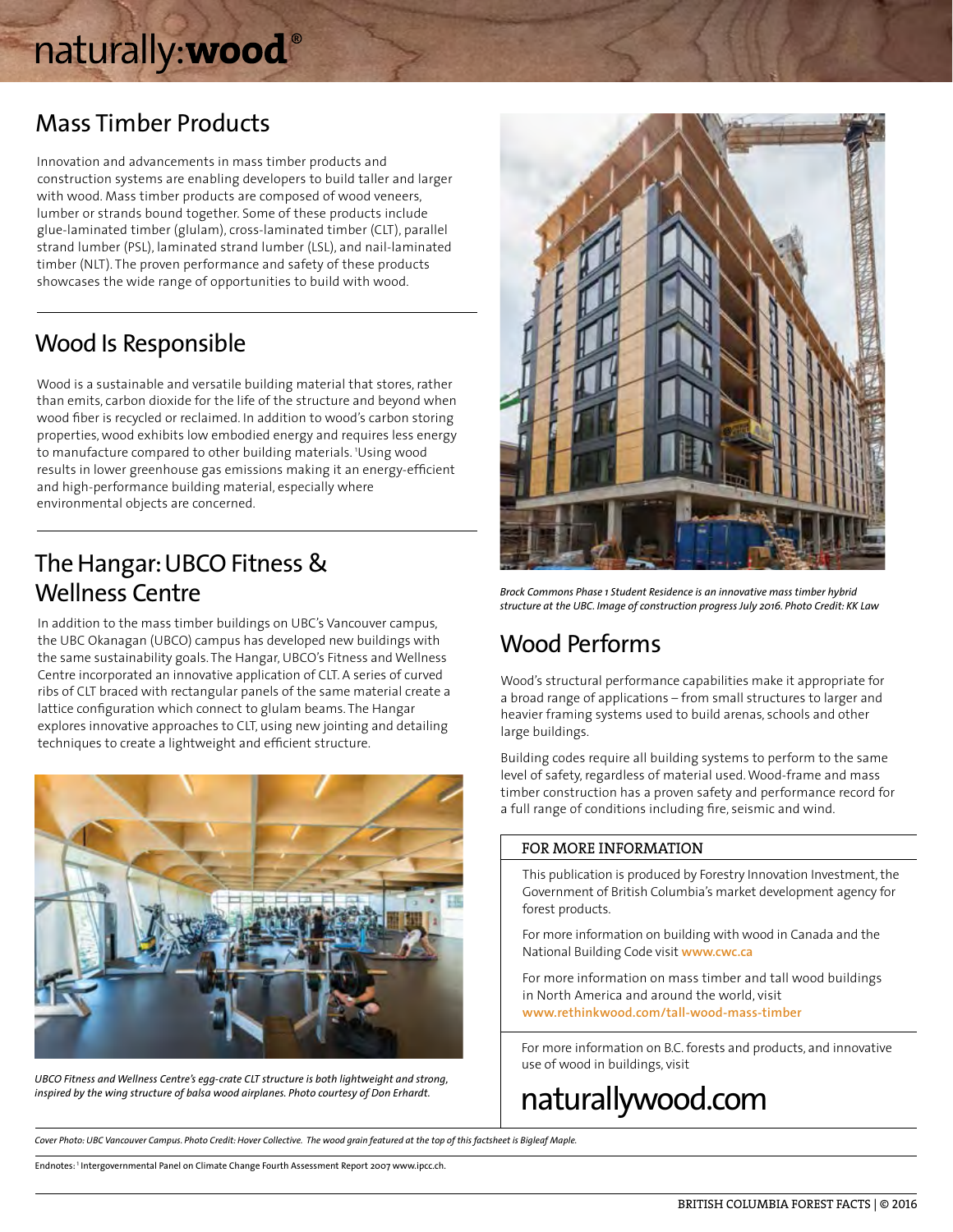# naturally:**wood**®

## Mass Timber Products

Innovation and advancements in mass timber products and construction systems are enabling developers to build taller and larger with wood. Mass timber products are composed of wood veneers, lumber or strands bound together. Some of these products include glue-laminated timber (glulam), cross-laminated timber (CLT), parallel strand lumber (PSL), laminated strand lumber (LSL), and nail-laminated timber (NLT). The proven performance and safety of these products showcases the wide range of opportunities to build with wood.

## Wood Is Responsible

Wood is a sustainable and versatile building material that stores, rather than emits, carbon dioxide for the life of the structure and beyond when wood fiber is recycled or reclaimed. In addition to wood's carbon storing properties, wood exhibits low embodied energy and requires less energy to manufacture compared to other building materials. [1]Using wood results in lower greenhouse gas emissions making it an energy-efficient and high-performance building material, especially where environmental objects are concerned.

## The Hangar: UBCO Fitness & Wellness Centre

In addition to the mass timber buildings on UBC's Vancouver campus, the UBC Okanagan (UBCO) campus has developed new buildings with the same sustainability goals. The Hangar, UBCO's Fitness and Wellness Centre incorporated an innovative application of CLT. A series of curved ribs of CLT braced with rectangular panels of the same material create a lattice configuration which connect to glulam beams. The Hangar explores innovative approaches to CLT, using new jointing and detailing techniques to create a lightweight and efficient structure.

*UBCO Fitness and Wellness Centre's egg-crate CLT structure is both lightweight and strong, inspired by the wing structure of balsa wood airplanes. Photo courtesy of Don Erhardt.*

*Brock Commons Phase 1 Student Residence is an innovative mass timber hybrid structure at the UBC. Image of construction progress July 2016. Photo Credit: KK Law*

## Wood Performs

Wood's structural performance capabilities make it appropriate for a broad range of applications – from small structures to larger and heavier framing systems used to build arenas, schools and other large buildings.

Building codes require all building systems to perform to the same level of safety, regardless of material used. Wood-frame and mass timber construction has a proven safety and performance record for a full range of conditions including fire, seismic and wind.

### FOR MORE INFORMATION

This publication is produced by Forestry Innovation Investment, the Government of British Columbia's market development agency for forest products.

For more information on building with wood in Canada and the National Building Code visit www.cwc.ca

For more information on mass timber and tall wood buildings in North America and around the world, visit www.rethinkwood.com/tall-wood-mass-timber

For more information on B.C. forests and products, and innovative use of wood in buildings, visit

# naturallywood.com

*Cover Photo: UBC Vancouver Campus. Photo Credit: Hover Collective. The wood grain featured at the top of this factsheet is Bigleaf Maple.*

Endnotes: [1] Intergovernmental Panel on Climate Change Fourth Assessment Report 2007 www.ipcc.ch.

BRITISH COLUMBIA FOREST FACTS | © 2016